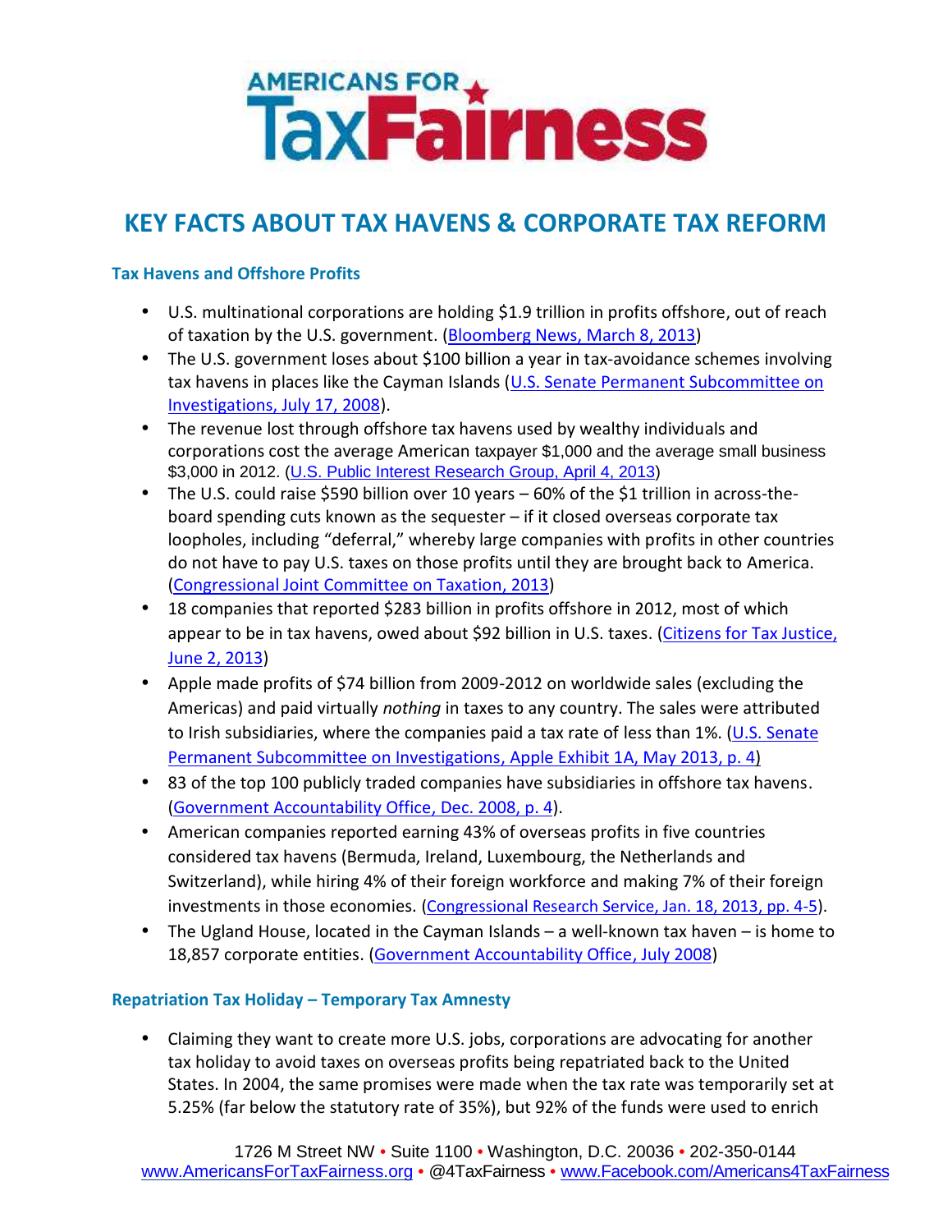AMERICANS FOR TaxFairness

# KEY FACTS ABOUT TAX HAVENS & CORPORATE TAX REFORM

### Tax Havens and Offshore Profits

- U.S. multinational corporations are holding $1.9 trillion in profits offshore, out of reach of taxation by the U.S. government. (Bloomberg News, March 8, 2013)
- The U.S. government loses about $100 billion a year in tax-avoidance schemes involving tax havens in places like the Cayman Islands (U.S. Senate Permanent Subcommittee on Investigations, July 17, 2008).
- The revenue lost through offshore tax havens used by wealthy individuals and corporations cost the average American taxpayer $1,000 and the average small business $3,000 in 2012. (U.S. Public Interest Research Group, April 4, 2013)
- The U.S. could raise $590 billion over 10 years – 60% of the $1 trillion in across-the-board spending cuts known as the sequester – if it closed overseas corporate tax loopholes, including "deferral," whereby large companies with profits in other countries do not have to pay U.S. taxes on those profits until they are brought back to America. (Congressional Joint Committee on Taxation, 2013)
- 18 companies that reported $283 billion in profits offshore in 2012, most of which appear to be in tax havens, owed about $92 billion in U.S. taxes. (Citizens for Tax Justice, June 2, 2013)
- Apple made profits of $74 billion from 2009-2012 on worldwide sales (excluding the Americas) and paid virtually *nothing* in taxes to any country. The sales were attributed to Irish subsidiaries, where the companies paid a tax rate of less than 1%. (U.S. Senate Permanent Subcommittee on Investigations, Apple Exhibit 1A, May 2013, p. 4)
- 83 of the top 100 publicly traded companies have subsidiaries in offshore tax havens. (Government Accountability Office, Dec. 2008, p. 4).
- American companies reported earning 43% of overseas profits in five countries considered tax havens (Bermuda, Ireland, Luxembourg, the Netherlands and Switzerland), while hiring 4% of their foreign workforce and making 7% of their foreign investments in those economies. (Congressional Research Service, Jan. 18, 2013, pp. 4-5).
- The Ugland House, located in the Cayman Islands – a well-known tax haven – is home to 18,857 corporate entities. (Government Accountability Office, July 2008)

### Repatriation Tax Holiday – Temporary Tax Amnesty

- Claiming they want to create more U.S. jobs, corporations are advocating for another tax holiday to avoid taxes on overseas profits being repatriated back to the United States. In 2004, the same promises were made when the tax rate was temporarily set at 5.25% (far below the statutory rate of 35%), but 92% of the funds were used to enrich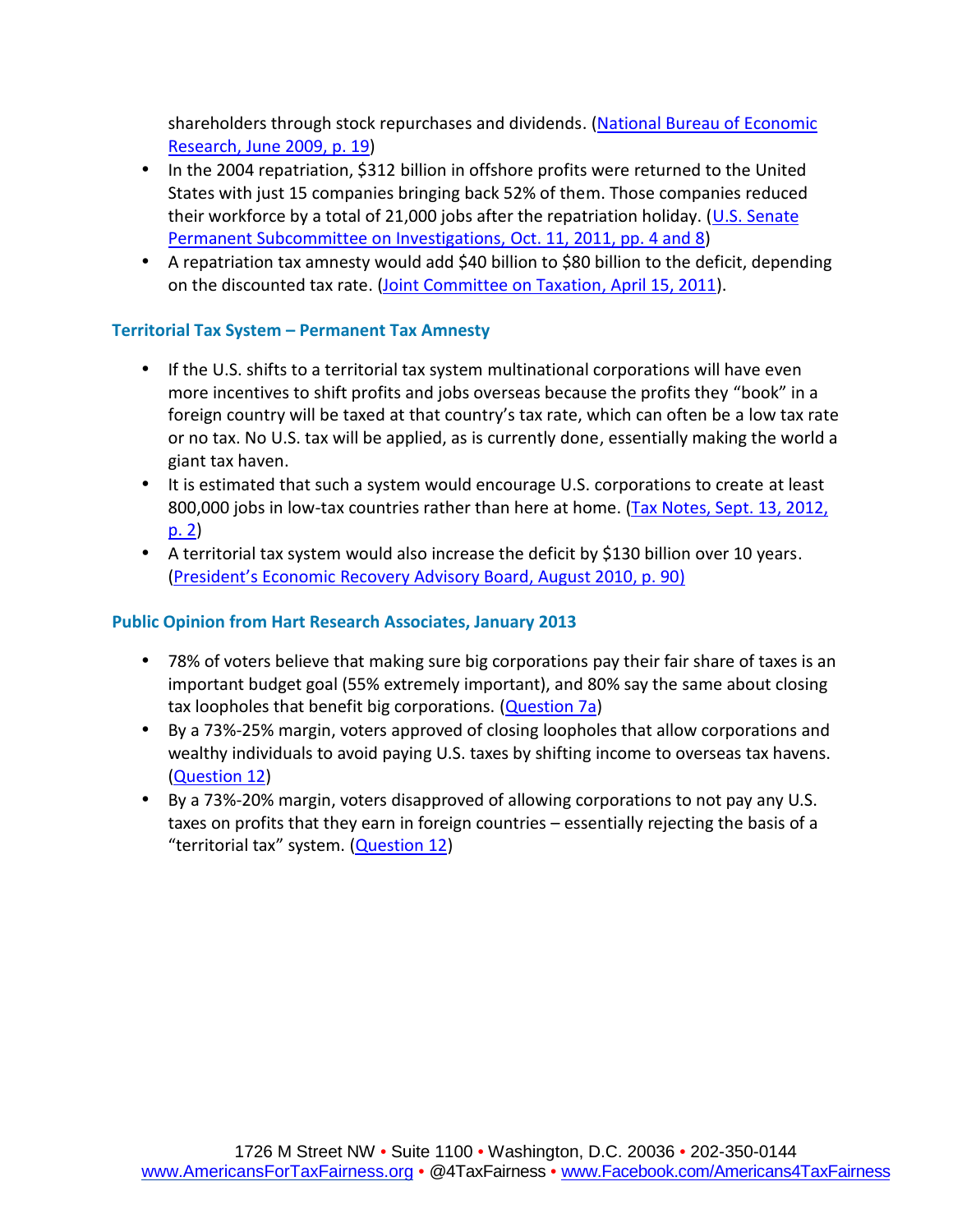shareholders through stock repurchases and dividends. ([National Bureau of Economic Research, June 2009, p. 19]())

- In the 2004 repatriation, $312 billion in offshore profits were returned to the United States with just 15 companies bringing back 52% of them. Those companies reduced their workforce by a total of 21,000 jobs after the repatriation holiday. ([U.S. Senate Permanent Subcommittee on Investigations, Oct. 11, 2011, pp. 4 and 8]())
- A repatriation tax amnesty would add $40 billion to $80 billion to the deficit, depending on the discounted tax rate. ([Joint Committee on Taxation, April 15, 2011]()).

### Territorial Tax System – Permanent Tax Amnesty

- If the U.S. shifts to a territorial tax system multinational corporations will have even more incentives to shift profits and jobs overseas because the profits they "book" in a foreign country will be taxed at that country's tax rate, which can often be a low tax rate or no tax. No U.S. tax will be applied, as is currently done, essentially making the world a giant tax haven.
- It is estimated that such a system would encourage U.S. corporations to create at least 800,000 jobs in low-tax countries rather than here at home. ([Tax Notes, Sept. 13, 2012, p. 2]())
- A territorial tax system would also increase the deficit by $130 billion over 10 years. ([President's Economic Recovery Advisory Board, August 2010, p. 90)]()

### Public Opinion from Hart Research Associates, January 2013

- 78% of voters believe that making sure big corporations pay their fair share of taxes is an important budget goal (55% extremely important), and 80% say the same about closing tax loopholes that benefit big corporations. ([Question 7a]())
- By a 73%-25% margin, voters approved of closing loopholes that allow corporations and wealthy individuals to avoid paying U.S. taxes by shifting income to overseas tax havens. ([Question 12]())
- By a 73%-20% margin, voters disapproved of allowing corporations to not pay any U.S. taxes on profits that they earn in foreign countries – essentially rejecting the basis of a "territorial tax" system. ([Question 12]())

1726 M Street NW • Suite 1100 • Washington, D.C. 20036 • 202-350-0144
www.AmericansForTaxFairness.org • @4TaxFairness • www.Facebook.com/Americans4TaxFairness